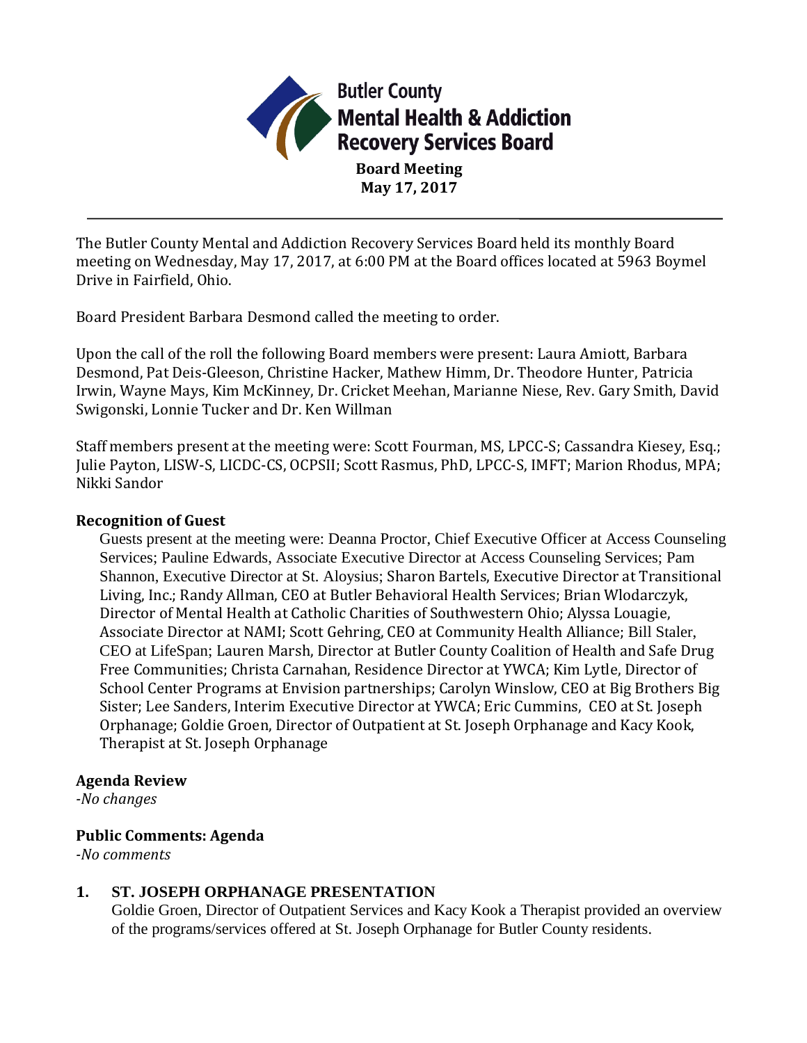# Butler County Mental Health & Addiction Recovery Services Board

**Board Meeting**
**May 17, 2017**

---

The Butler County Mental and Addiction Recovery Services Board held its monthly Board meeting on Wednesday, May 17, 2017, at 6:00 PM at the Board offices located at 5963 Boymel Drive in Fairfield, Ohio.

Board President Barbara Desmond called the meeting to order.

Upon the call of the roll the following Board members were present: Laura Amiott, Barbara Desmond, Pat Deis-Gleeson, Christine Hacker, Mathew Himm, Dr. Theodore Hunter, Patricia Irwin, Wayne Mays, Kim McKinney, Dr. Cricket Meehan, Marianne Niese, Rev. Gary Smith, David Swigonski, Lonnie Tucker and Dr. Ken Willman

Staff members present at the meeting were: Scott Fourman, MS, LPCC-S; Cassandra Kiesey, Esq.; Julie Payton, LISW-S, LICDC-CS, OCPSII; Scott Rasmus, PhD, LPCC-S, IMFT; Marion Rhodus, MPA; Nikki Sandor

## Recognition of Guest

Guests present at the meeting were: Deanna Proctor, Chief Executive Officer at Access Counseling Services; Pauline Edwards, Associate Executive Director at Access Counseling Services; Pam Shannon, Executive Director at St. Aloysius; Sharon Bartels, Executive Director at Transitional Living, Inc.; Randy Allman, CEO at Butler Behavioral Health Services; Brian Wlodarczyk, Director of Mental Health at Catholic Charities of Southwestern Ohio; Alyssa Louagie, Associate Director at NAMI; Scott Gehring, CEO at Community Health Alliance; Bill Staler, CEO at LifeSpan; Lauren Marsh, Director at Butler County Coalition of Health and Safe Drug Free Communities; Christa Carnahan, Residence Director at YWCA; Kim Lytle, Director of School Center Programs at Envision partnerships; Carolyn Winslow, CEO at Big Brothers Big Sister; Lee Sanders, Interim Executive Director at YWCA; Eric Cummins, CEO at St. Joseph Orphanage; Goldie Groen, Director of Outpatient at St. Joseph Orphanage and Kacy Kook, Therapist at St. Joseph Orphanage

## Agenda Review

*-No changes*

## Public Comments: Agenda

*-No comments*

## 1. ST. JOSEPH ORPHANAGE PRESENTATION

Goldie Groen, Director of Outpatient Services and Kacy Kook a Therapist provided an overview of the programs/services offered at St. Joseph Orphanage for Butler County residents.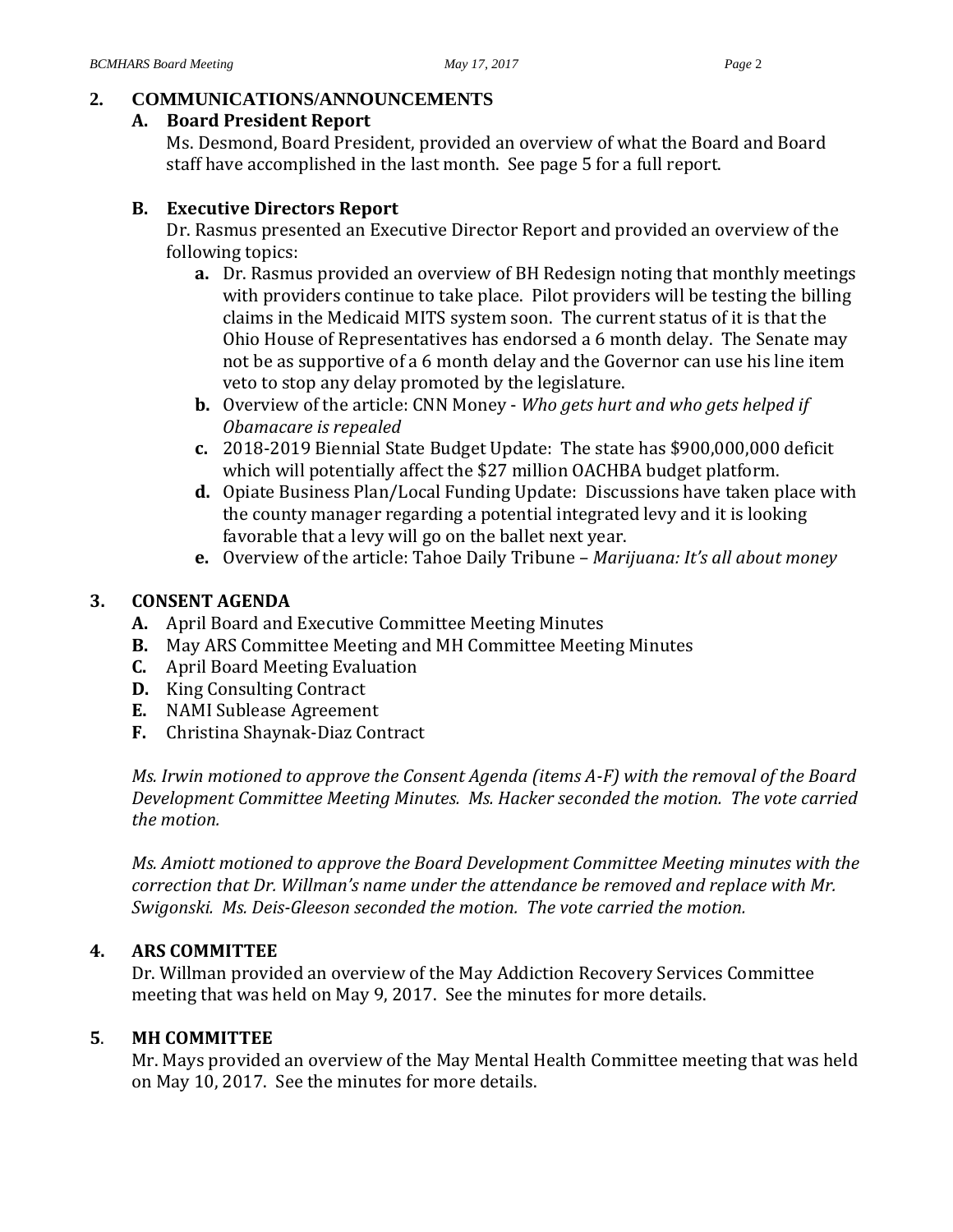## 2. COMMUNICATIONS/ANNOUNCEMENTS

### A. Board President Report

Ms. Desmond, Board President, provided an overview of what the Board and Board staff have accomplished in the last month. See page 5 for a full report.

### B. Executive Directors Report

Dr. Rasmus presented an Executive Director Report and provided an overview of the following topics:

- **a.** Dr. Rasmus provided an overview of BH Redesign noting that monthly meetings with providers continue to take place. Pilot providers will be testing the billing claims in the Medicaid MITS system soon. The current status of it is that the Ohio House of Representatives has endorsed a 6 month delay. The Senate may not be as supportive of a 6 month delay and the Governor can use his line item veto to stop any delay promoted by the legislature.
- **b.** Overview of the article: CNN Money - *Who gets hurt and who gets helped if Obamacare is repealed*
- **c.** 2018-2019 Biennial State Budget Update: The state has $900,000,000 deficit which will potentially affect the $27 million OACHBA budget platform.
- **d.** Opiate Business Plan/Local Funding Update: Discussions have taken place with the county manager regarding a potential integrated levy and it is looking favorable that a levy will go on the ballet next year.
- **e.** Overview of the article: Tahoe Daily Tribune – *Marijuana: It's all about money*

## 3. CONSENT AGENDA

- **A.** April Board and Executive Committee Meeting Minutes
- **B.** May ARS Committee Meeting and MH Committee Meeting Minutes
- **C.** April Board Meeting Evaluation
- **D.** King Consulting Contract
- **E.** NAMI Sublease Agreement
- **F.** Christina Shaynak-Diaz Contract

*Ms. Irwin motioned to approve the Consent Agenda (items A-F) with the removal of the Board Development Committee Meeting Minutes. Ms. Hacker seconded the motion. The vote carried the motion.*

*Ms. Amiott motioned to approve the Board Development Committee Meeting minutes with the correction that Dr. Willman's name under the attendance be removed and replace with Mr. Swigonski. Ms. Deis-Gleeson seconded the motion. The vote carried the motion.*

## 4. ARS COMMITTEE

Dr. Willman provided an overview of the May Addiction Recovery Services Committee meeting that was held on May 9, 2017. See the minutes for more details.

## 5. MH COMMITTEE

Mr. Mays provided an overview of the May Mental Health Committee meeting that was held on May 10, 2017. See the minutes for more details.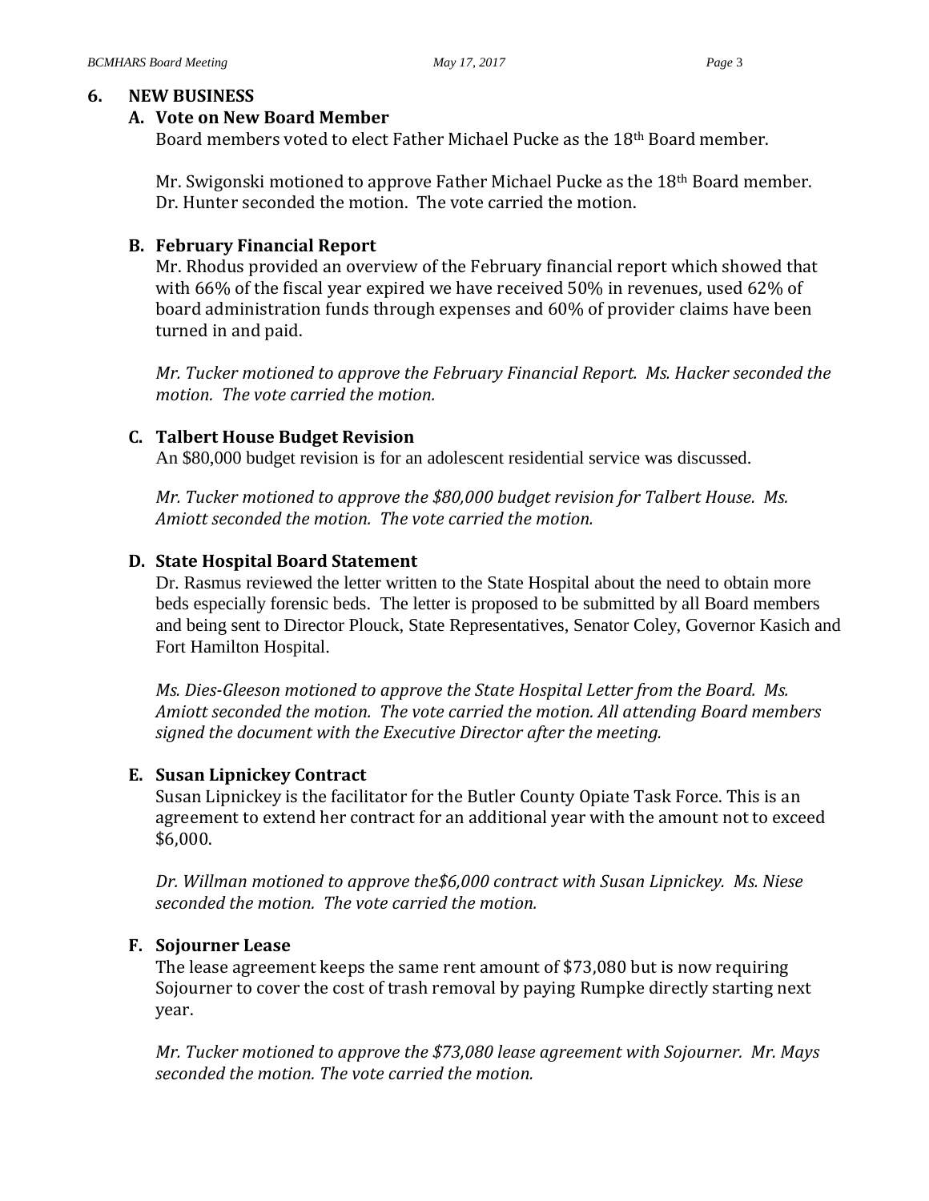## 6. NEW BUSINESS

### A. Vote on New Board Member

Board members voted to elect Father Michael Pucke as the 18th Board member.

Mr. Swigonski motioned to approve Father Michael Pucke as the 18th Board member. Dr. Hunter seconded the motion. The vote carried the motion.

### B. February Financial Report

Mr. Rhodus provided an overview of the February financial report which showed that with 66% of the fiscal year expired we have received 50% in revenues, used 62% of board administration funds through expenses and 60% of provider claims have been turned in and paid.

*Mr. Tucker motioned to approve the February Financial Report. Ms. Hacker seconded the motion. The vote carried the motion.*

### C. Talbert House Budget Revision

An $80,000 budget revision is for an adolescent residential service was discussed.

*Mr. Tucker motioned to approve the $80,000 budget revision for Talbert House. Ms. Amiott seconded the motion. The vote carried the motion.*

### D. State Hospital Board Statement

Dr. Rasmus reviewed the letter written to the State Hospital about the need to obtain more beds especially forensic beds. The letter is proposed to be submitted by all Board members and being sent to Director Plouck, State Representatives, Senator Coley, Governor Kasich and Fort Hamilton Hospital.

*Ms. Dies-Gleeson motioned to approve the State Hospital Letter from the Board. Ms. Amiott seconded the motion. The vote carried the motion. All attending Board members signed the document with the Executive Director after the meeting.*

### E. Susan Lipnickey Contract

Susan Lipnickey is the facilitator for the Butler County Opiate Task Force. This is an agreement to extend her contract for an additional year with the amount not to exceed $6,000.

*Dr. Willman motioned to approve the$6,000 contract with Susan Lipnickey. Ms. Niese seconded the motion. The vote carried the motion.*

### F. Sojourner Lease

The lease agreement keeps the same rent amount of $73,080 but is now requiring Sojourner to cover the cost of trash removal by paying Rumpke directly starting next year.

*Mr. Tucker motioned to approve the $73,080 lease agreement with Sojourner. Mr. Mays seconded the motion. The vote carried the motion.*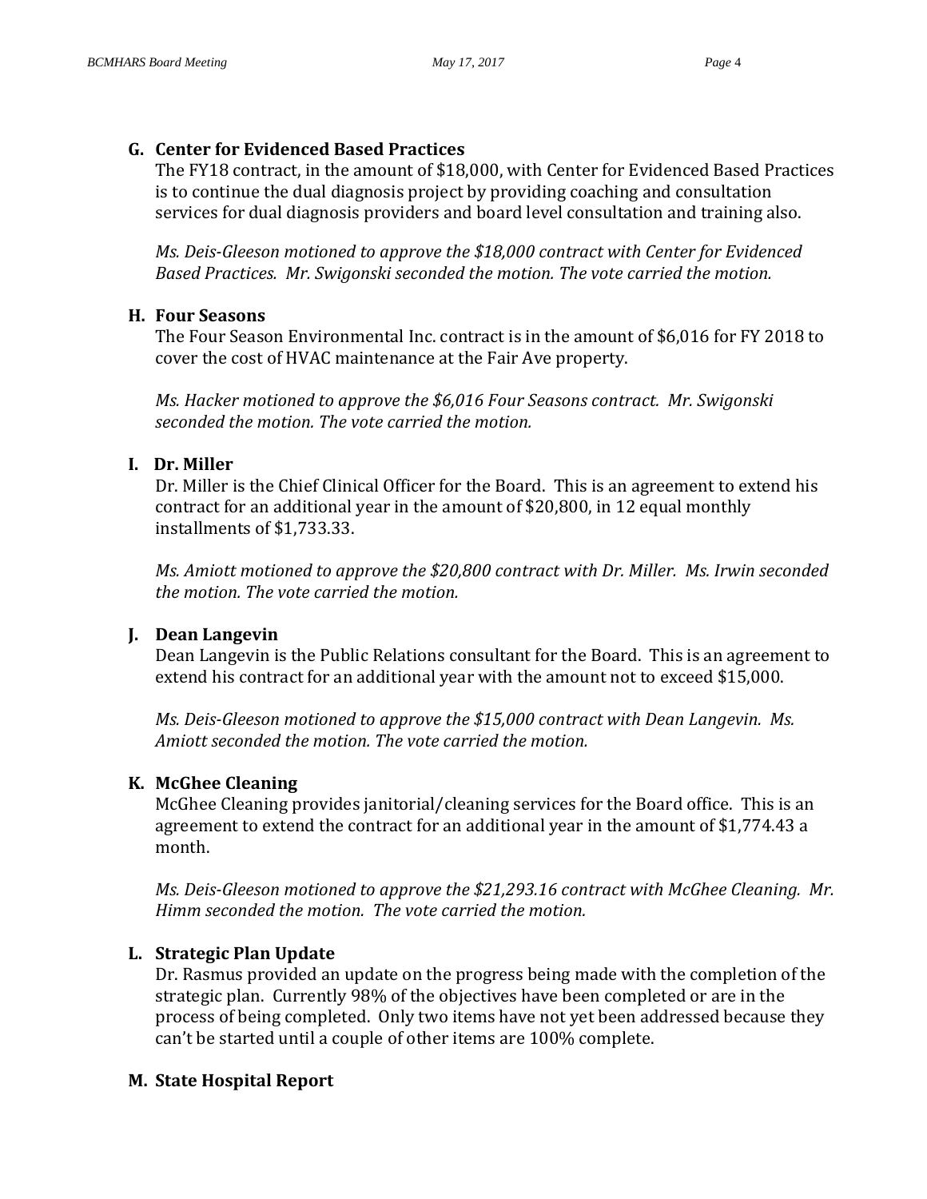**G. Center for Evidenced Based Practices**

The FY18 contract, in the amount of $18,000, with Center for Evidenced Based Practices is to continue the dual diagnosis project by providing coaching and consultation services for dual diagnosis providers and board level consultation and training also.

*Ms. Deis-Gleeson motioned to approve the $18,000 contract with Center for Evidenced Based Practices. Mr. Swigonski seconded the motion. The vote carried the motion.*

**H. Four Seasons**

The Four Season Environmental Inc. contract is in the amount of $6,016 for FY 2018 to cover the cost of HVAC maintenance at the Fair Ave property.

*Ms. Hacker motioned to approve the $6,016 Four Seasons contract. Mr. Swigonski seconded the motion. The vote carried the motion.*

**I. Dr. Miller**

Dr. Miller is the Chief Clinical Officer for the Board. This is an agreement to extend his contract for an additional year in the amount of $20,800, in 12 equal monthly installments of $1,733.33.

*Ms. Amiott motioned to approve the $20,800 contract with Dr. Miller. Ms. Irwin seconded the motion. The vote carried the motion.*

**J. Dean Langevin**

Dean Langevin is the Public Relations consultant for the Board. This is an agreement to extend his contract for an additional year with the amount not to exceed $15,000.

*Ms. Deis-Gleeson motioned to approve the $15,000 contract with Dean Langevin. Ms. Amiott seconded the motion. The vote carried the motion.*

**K. McGhee Cleaning**

McGhee Cleaning provides janitorial/cleaning services for the Board office. This is an agreement to extend the contract for an additional year in the amount of $1,774.43 a month.

*Ms. Deis-Gleeson motioned to approve the $21,293.16 contract with McGhee Cleaning. Mr. Himm seconded the motion. The vote carried the motion.*

**L. Strategic Plan Update**

Dr. Rasmus provided an update on the progress being made with the completion of the strategic plan. Currently 98% of the objectives have been completed or are in the process of being completed. Only two items have not yet been addressed because they can't be started until a couple of other items are 100% complete.

**M. State Hospital Report**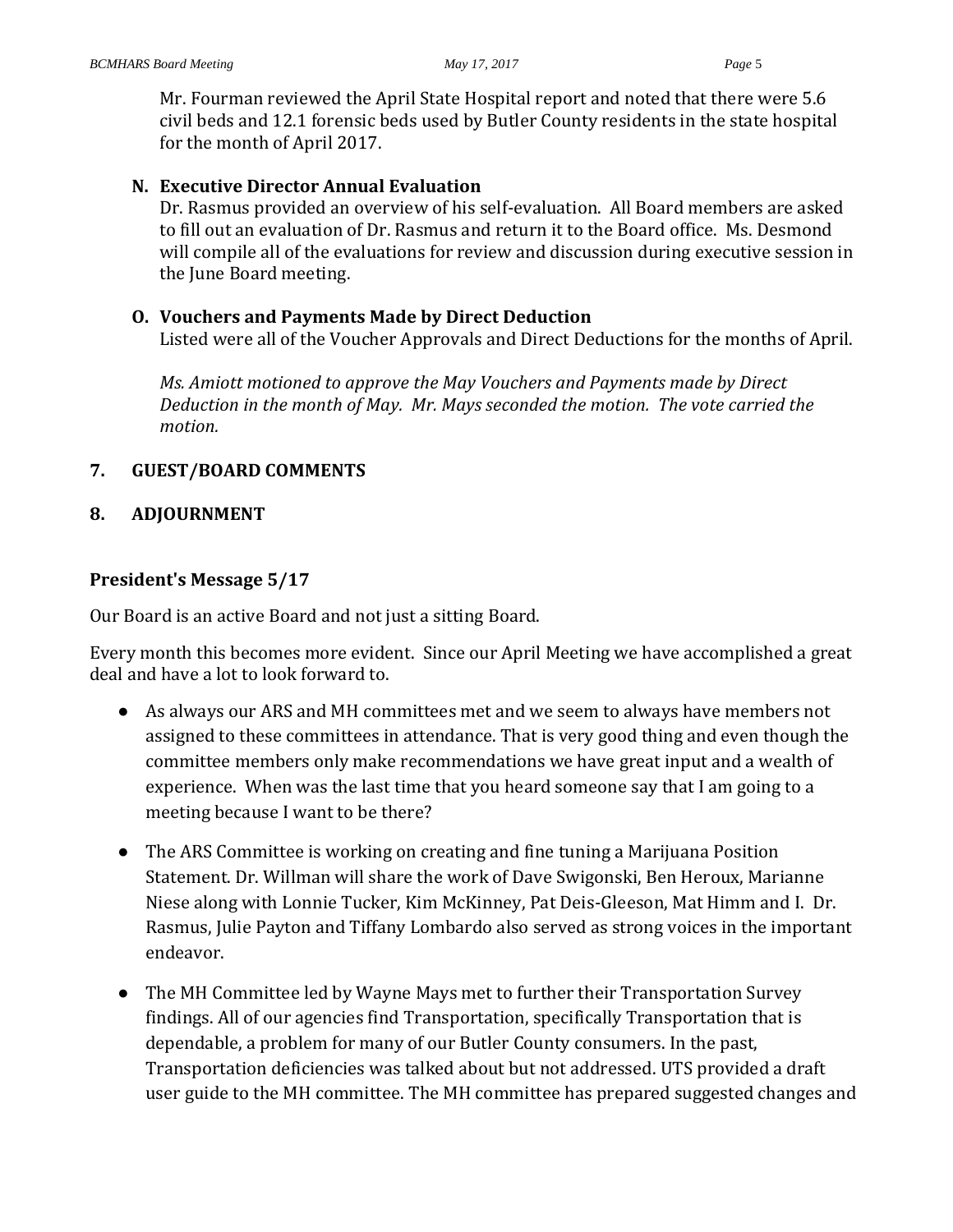Mr. Fourman reviewed the April State Hospital report and noted that there were 5.6 civil beds and 12.1 forensic beds used by Butler County residents in the state hospital for the month of April 2017.

**N. Executive Director Annual Evaluation**
Dr. Rasmus provided an overview of his self-evaluation. All Board members are asked to fill out an evaluation of Dr. Rasmus and return it to the Board office. Ms. Desmond will compile all of the evaluations for review and discussion during executive session in the June Board meeting.

**O. Vouchers and Payments Made by Direct Deduction**
Listed were all of the Voucher Approvals and Direct Deductions for the months of April.

*Ms. Amiott motioned to approve the May Vouchers and Payments made by Direct Deduction in the month of May. Mr. Mays seconded the motion. The vote carried the motion.*

**7. GUEST/BOARD COMMENTS**

**8. ADJOURNMENT**

### President's Message 5/17

Our Board is an active Board and not just a sitting Board.

Every month this becomes more evident. Since our April Meeting we have accomplished a great deal and have a lot to look forward to.

- As always our ARS and MH committees met and we seem to always have members not assigned to these committees in attendance. That is very good thing and even though the committee members only make recommendations we have great input and a wealth of experience. When was the last time that you heard someone say that I am going to a meeting because I want to be there?

- The ARS Committee is working on creating and fine tuning a Marijuana Position Statement. Dr. Willman will share the work of Dave Swigonski, Ben Heroux, Marianne Niese along with Lonnie Tucker, Kim McKinney, Pat Deis-Gleeson, Mat Himm and I. Dr. Rasmus, Julie Payton and Tiffany Lombardo also served as strong voices in the important endeavor.

- The MH Committee led by Wayne Mays met to further their Transportation Survey findings. All of our agencies find Transportation, specifically Transportation that is dependable, a problem for many of our Butler County consumers. In the past, Transportation deficiencies was talked about but not addressed. UTS provided a draft user guide to the MH committee. The MH committee has prepared suggested changes and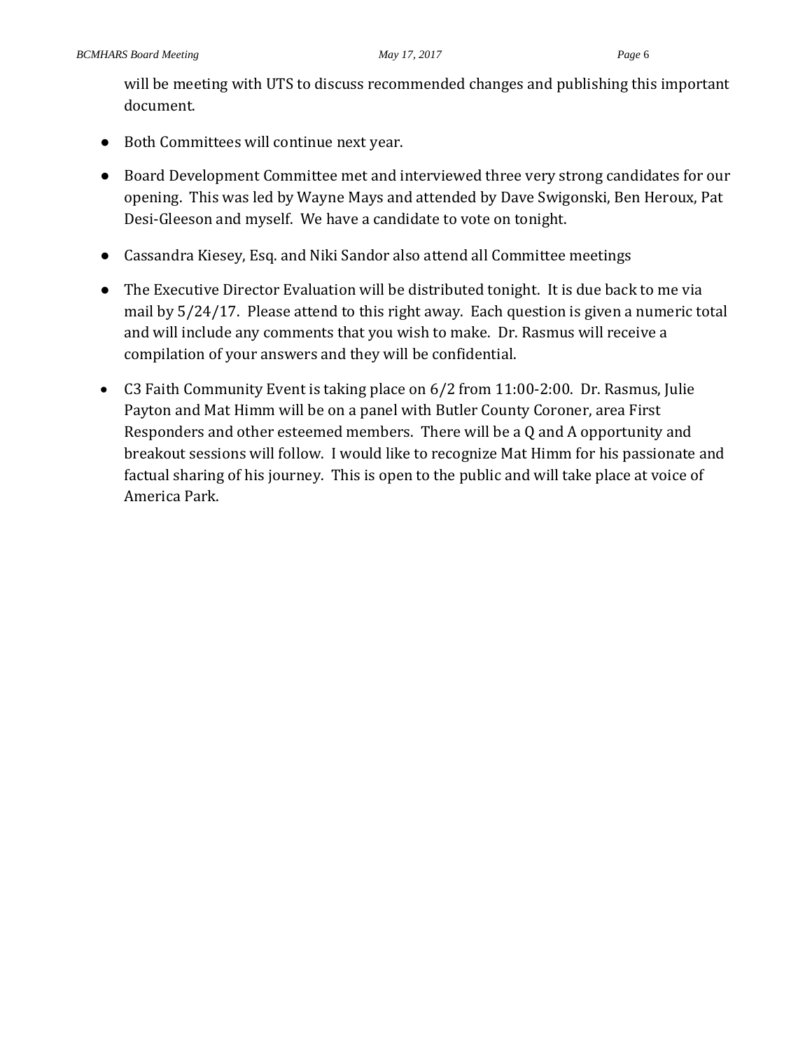will be meeting with UTS to discuss recommended changes and publishing this important document.

- Both Committees will continue next year.
- Board Development Committee met and interviewed three very strong candidates for our opening. This was led by Wayne Mays and attended by Dave Swigonski, Ben Heroux, Pat Desi-Gleeson and myself. We have a candidate to vote on tonight.
- Cassandra Kiesey, Esq. and Niki Sandor also attend all Committee meetings
- The Executive Director Evaluation will be distributed tonight. It is due back to me via mail by 5/24/17. Please attend to this right away. Each question is given a numeric total and will include any comments that you wish to make. Dr. Rasmus will receive a compilation of your answers and they will be confidential.
- C3 Faith Community Event is taking place on 6/2 from 11:00-2:00. Dr. Rasmus, Julie Payton and Mat Himm will be on a panel with Butler County Coroner, area First Responders and other esteemed members. There will be a Q and A opportunity and breakout sessions will follow. I would like to recognize Mat Himm for his passionate and factual sharing of his journey. This is open to the public and will take place at voice of America Park.